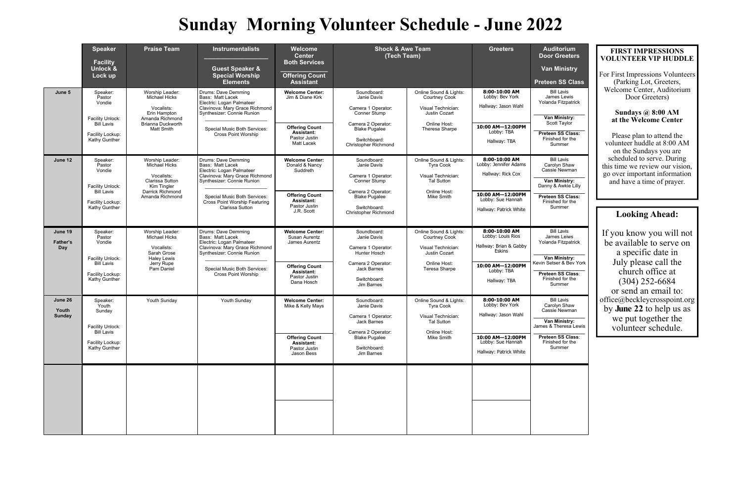# Sunday Morning Volunteer Schedule - June 2022

| | Speaker / Facility Unlock & Lock up | Praise Team | Instrumentalists / Guest Speaker & Special Worship Elements | Welcome Center Both Services / Offering Count Assistant | Shock & Awe Team (Tech Team) | | Greeters | Auditorium Door Greeters / Van Ministry / Preteen SS Class |
|---|---|---|---|---|---|---|---|---|
| June 5 | Speaker: Pastor Vondie<br>Facility Unlock: Bill Lavis<br>Facility Lockup: Kathy Gunther | Worship Leader: Michael Hicks<br>Vocalists: Erin Hampton, Amanda Richmond, Brianna Duckworth, Matt Smith | Drums: Dave Demming<br>Bass: Matt Lacek<br>Electric: Logan Palmateer<br>Clavinova: Mary Grace Richmond<br>Synthesizer: Connie Runion<br>Special Music Both Services: Cross Point Worship | **Welcome Center:** Jim & Diane Kirk<br>**Offering Count Assistant:** Pastor Justin, Matt Lacek | Soundboard: Janie Davis<br>Camera 1 Operator: Conner Stump<br>Camera 2 Operator: Blake Pugalee<br>Switchboard: Christopher Richmond | Online Sound & Lights: Courtney Cook<br>Visual Technician: Justin Cozart<br>Online Host: Theresa Sharpe | **8:00-10:00 AM**<br>Lobby: Bev York<br>Hallway: Jason Wahl<br>**10:00 AM—12:00PM**<br>Lobby: TBA<br>Hallway: TBA | Bill Lavis, James Lewis, Yolanda Fitzpatrick<br>**Van Ministry:** Scott Taylor<br>**Preteen SS Class:** Finished for the Summer |
| June 12 | Speaker: Pastor Vondie<br>Facility Unlock: Bill Lavis<br>Facility Lockup: Kathy Gunther | Worship Leader: Michael Hicks<br>Vocalists: Clarissa Sutton, Kim Tingler, Darrick Richmond, Amanda Richmond | Drums: Dave Demming<br>Bass: Matt Lacek<br>Electric: Logan Palmateer<br>Clavinova: Mary Grace Richmond<br>Synthesizer: Connie Runion<br>Special Music Both Services: Cross Point Worship Featuring Clarissa Sutton | **Welcome Center:** Donald & Nancy Suddreth<br>**Offering Count Assistant:** Pastor Justin, J.R. Scott | Soundboard: Janie Davis<br>Camera 1 Operator: Conner Stump<br>Camera 2 Operator: Blake Pugalee<br>Switchboard: Christopher Richmond | Online Sound & Lights: Tyra Cook<br>Visual Technician: Tal Sutton<br>Online Host: Mike Smith | **8:00-10:00 AM**<br>Lobby: Jennifer Adams<br>Hallway: Rick Cox<br>**10:00 AM—12:00PM**<br>Lobby: Sue Hannah<br>Hallway: Patrick White | Bill Lavis, Carolyn Shaw, Cassie Newman<br>**Van Ministry:** Danny & Awkie Lilly<br>**Preteen SS Class:** Finished for the Summer |
| June 19 Father's Day | Speaker: Pastor Vondie<br>Facility Unlock: Bill Lavis<br>Facility Lockup: Kathy Gunther | Worship Leader: Michael Hicks<br>Vocalists: Sarah Grose, Haley Lewis, Jerry Rupe, Pam Daniel | Drums: Dave Demming<br>Bass: Matt Lacek<br>Electric: Logan Palmateer<br>Clavinova: Mary Grace Richmond<br>Synthesizer: Connie Runion<br>Special Music Both Services: Cross Point Worship | **Welcome Center:** Susan Aurentz, James Aurentz<br>**Offering Count Assistant:** Pastor Justin, Dana Hosch | Soundboard: Janie Davis<br>Camera 1 Operator: Hunter Hosch<br>Camera 2 Operator: Jack Barnes<br>Switchboard: Jim Barnes | Online Sound & Lights: Courtney Cook<br>Visual Technician: Justin Cozart<br>Online Host: Teresa Sharpe | **8:00-10:00 AM**<br>Lobby: Louis Rios<br>Hallway: Brian & Gabby Eskins<br>**10:00 AM—12:00PM**<br>Lobby: TBA<br>Hallway: TBA | Bill Lavis, James Leiws, Yolanda Fitzpatrick<br>**Van Ministry:** Kevin Setser & Bev York<br>**Preteen SS Class:** Finished for the Summer |
| June 26 Youth Sunday | Speaker: Youth Sunday<br>Facility Unlock: Bill Lavis<br>Facility Lockup: Kathy Gunther | Youth Sunday | Youth Sunday | **Welcome Center:** Mike & Kelly Mays<br>**Offering Count Assistant:** Pastor Justin, Jason Bess | Soundboard: Janie Davis<br>Camera 1 Operator: Jack Barnes<br>Camera 2 Operator: Blake Pugalee<br>Switchboard: Jim Barnes | Online Sound & Lights: Tyra Cook<br>Visual Technician: Tal Sutton<br>Online Host: Mike Smith | **8:00-10:00 AM**<br>Lobby: Bev York<br>Hallway: Jason Wahl<br>**10:00 AM—12:00PM**<br>Lobby: Sue Hannah<br>Hallway: Patrick White | Bill Lavis, Carolyn Shaw, Cassie Newman<br>**Van Ministry:** James & Theresa Lewis<br>**Preteen SS Class:** Finished for the Summer |
| | | | | | | | | |

## FIRST IMPRESSIONS VOLUNTEER VIP HUDDLE

For First Impressions Volunteers (Parking Lot, Greeters, Welcome Center, Auditorium Door Greeters)

**Sundays @ 8:00 AM at the Welcome Center**

Please plan to attend the volunteer huddle at 8:00 AM on the Sundays you are scheduled to serve. During this time we review our vision, go over important information and have a time of prayer.

## Looking Ahead:

If you know you will not be available to serve on a specific date in July please call the church office at (304) 252-6684 or send an email to: office@beckleycrosspoint.org by **June 22** to help us as we put together the volunteer schedule.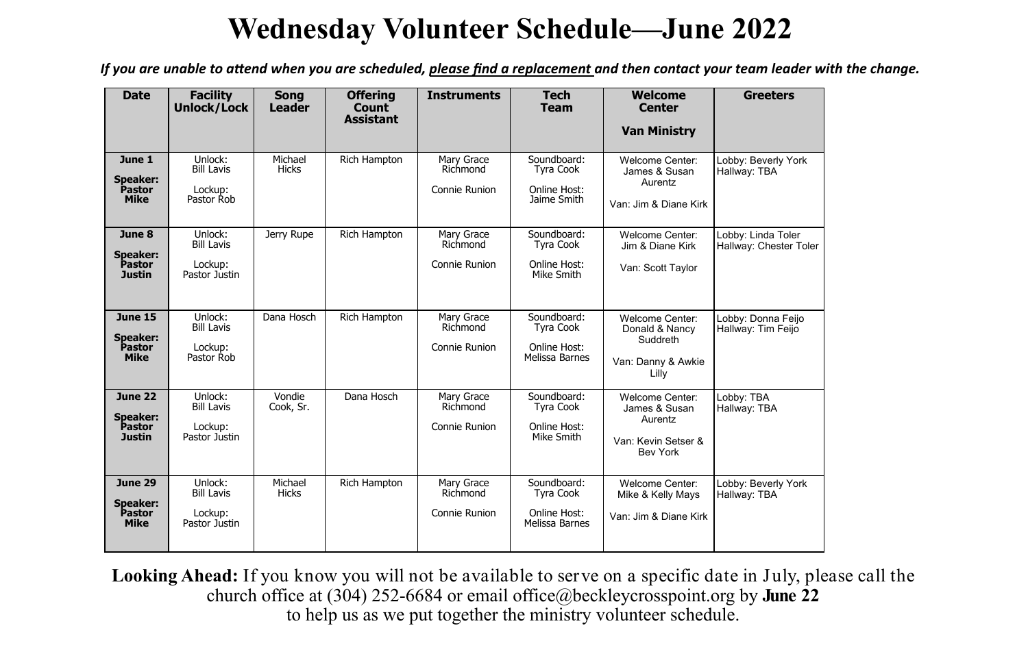# Wednesday Volunteer Schedule—June 2022

***If you are unable to attend when you are scheduled, please find a replacement and then contact your team leader with the change.***

| Date | Facility Unlock/Lock | Song Leader | Offering Count Assistant | Instruments | Tech Team | Welcome Center / Van Ministry | Greeters |
|---|---|---|---|---|---|---|---|
| **June 1** **Speaker: Pastor Mike** | Unlock: Bill Lavis Lockup: Pastor Rob | Michael Hicks | Rich Hampton | Mary Grace Richmond Connie Runion | Soundboard: Tyra Cook Online Host: Jaime Smith | Welcome Center: James & Susan Aurentz Van: Jim & Diane Kirk | Lobby: Beverly York Hallway: TBA |
| **June 8** **Speaker: Pastor Justin** | Unlock: Bill Lavis Lockup: Pastor Justin | Jerry Rupe | Rich Hampton | Mary Grace Richmond Connie Runion | Soundboard: Tyra Cook Online Host: Mike Smith | Welcome Center: Jim & Diane Kirk Van: Scott Taylor | Lobby: Linda Toler Hallway: Chester Toler |
| **June 15** **Speaker: Pastor Mike** | Unlock: Bill Lavis Lockup: Pastor Rob | Dana Hosch | Rich Hampton | Mary Grace Richmond Connie Runion | Soundboard: Tyra Cook Online Host: Melissa Barnes | Welcome Center: Donald & Nancy Suddreth Van: Danny & Awkie Lilly | Lobby: Donna Feijo Hallway: Tim Feijo |
| **June 22** **Speaker: Pastor Justin** | Unlock: Bill Lavis Lockup: Pastor Justin | Vondie Cook, Sr. | Dana Hosch | Mary Grace Richmond Connie Runion | Soundboard: Tyra Cook Online Host: Mike Smith | Welcome Center: James & Susan Aurentz Van: Kevin Setser & Bev York | Lobby: TBA Hallway: TBA |
| **June 29** **Speaker: Pastor Mike** | Unlock: Bill Lavis Lockup: Pastor Justin | Michael Hicks | Rich Hampton | Mary Grace Richmond Connie Runion | Soundboard: Tyra Cook Online Host: Melissa Barnes | Welcome Center: Mike & Kelly Mays Van: Jim & Diane Kirk | Lobby: Beverly York Hallway: TBA |

**Looking Ahead:** If you know you will not be available to serve on a specific date in July, please call the church office at (304) 252-6684 or email office@beckleycrosspoint.org by **June 22** to help us as we put together the ministry volunteer schedule.